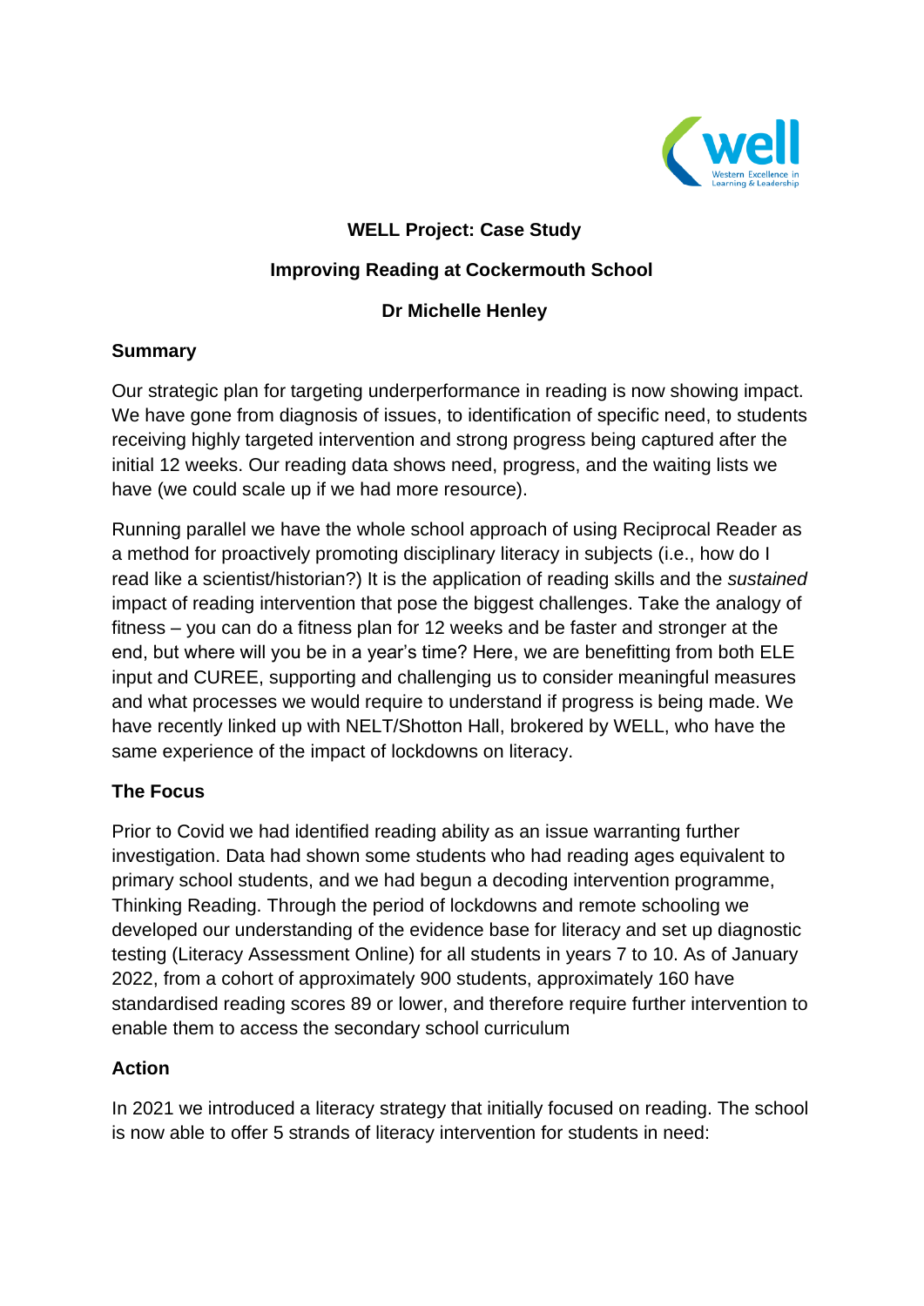**WELL Project: Case Study**

**Improving Reading at Cockermouth School**

**Dr Michelle Henley**

## Summary

Our strategic plan for targeting underperformance in reading is now showing impact. We have gone from diagnosis of issues, to identification of specific need, to students receiving highly targeted intervention and strong progress being captured after the initial 12 weeks. Our reading data shows need, progress, and the waiting lists we have (we could scale up if we had more resource).

Running parallel we have the whole school approach of using Reciprocal Reader as a method for proactively promoting disciplinary literacy in subjects (i.e., how do I read like a scientist/historian?) It is the application of reading skills and the *sustained* impact of reading intervention that pose the biggest challenges. Take the analogy of fitness – you can do a fitness plan for 12 weeks and be faster and stronger at the end, but where will you be in a year's time? Here, we are benefitting from both ELE input and CUREE, supporting and challenging us to consider meaningful measures and what processes we would require to understand if progress is being made. We have recently linked up with NELT/Shotton Hall, brokered by WELL, who have the same experience of the impact of lockdowns on literacy.

## The Focus

Prior to Covid we had identified reading ability as an issue warranting further investigation. Data had shown some students who had reading ages equivalent to primary school students, and we had begun a decoding intervention programme, Thinking Reading. Through the period of lockdowns and remote schooling we developed our understanding of the evidence base for literacy and set up diagnostic testing (Literacy Assessment Online) for all students in years 7 to 10. As of January 2022, from a cohort of approximately 900 students, approximately 160 have standardised reading scores 89 or lower, and therefore require further intervention to enable them to access the secondary school curriculum

## Action

In 2021 we introduced a literacy strategy that initially focused on reading. The school is now able to offer 5 strands of literacy intervention for students in need: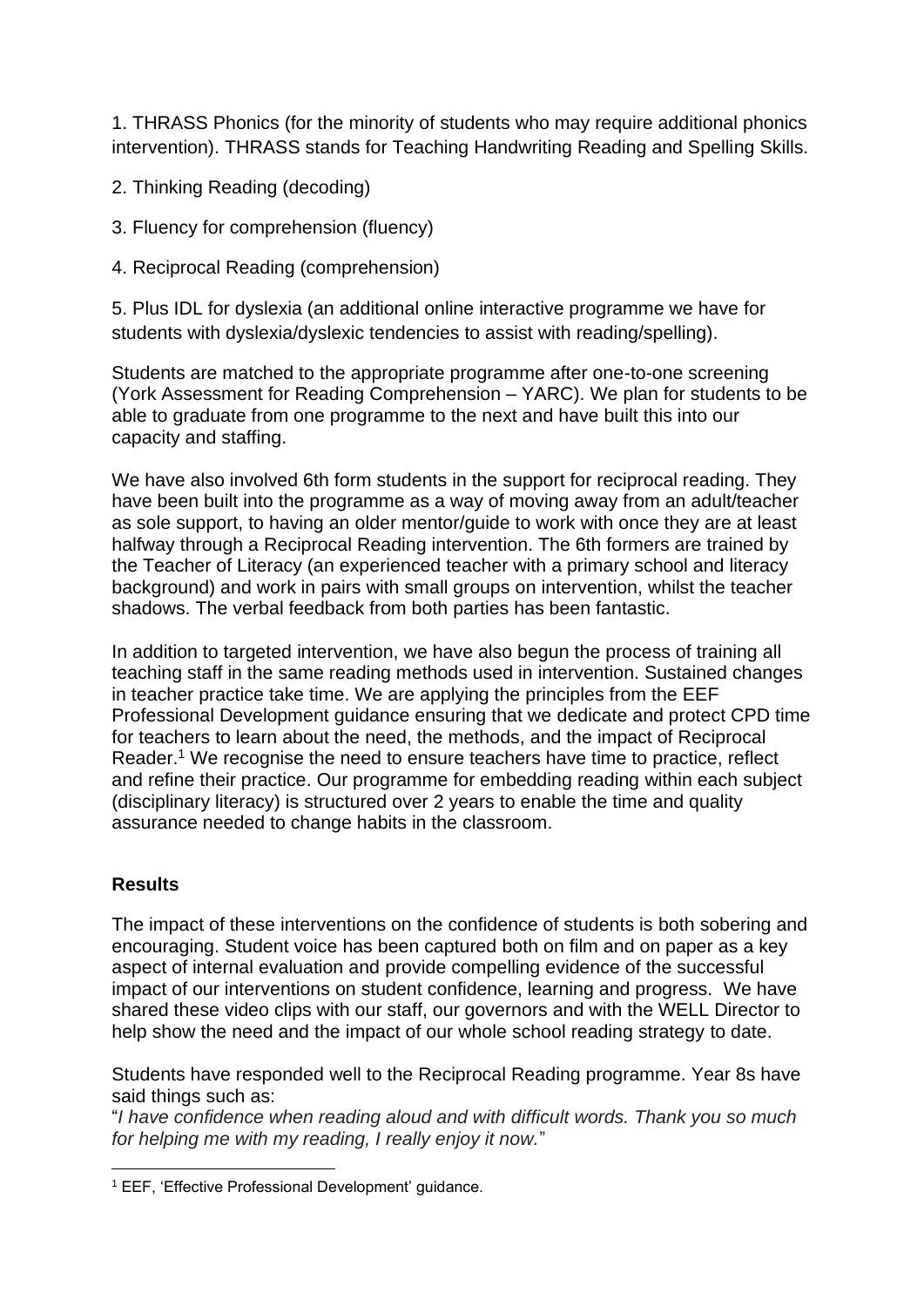1. THRASS Phonics (for the minority of students who may require additional phonics intervention). THRASS stands for Teaching Handwriting Reading and Spelling Skills.

2. Thinking Reading (decoding)

3. Fluency for comprehension (fluency)

4. Reciprocal Reading (comprehension)

5. Plus IDL for dyslexia (an additional online interactive programme we have for students with dyslexia/dyslexic tendencies to assist with reading/spelling).

Students are matched to the appropriate programme after one-to-one screening (York Assessment for Reading Comprehension – YARC). We plan for students to be able to graduate from one programme to the next and have built this into our capacity and staffing.

We have also involved 6th form students in the support for reciprocal reading. They have been built into the programme as a way of moving away from an adult/teacher as sole support, to having an older mentor/guide to work with once they are at least halfway through a Reciprocal Reading intervention. The 6th formers are trained by the Teacher of Literacy (an experienced teacher with a primary school and literacy background) and work in pairs with small groups on intervention, whilst the teacher shadows. The verbal feedback from both parties has been fantastic.

In addition to targeted intervention, we have also begun the process of training all teaching staff in the same reading methods used in intervention. Sustained changes in teacher practice take time. We are applying the principles from the EEF Professional Development guidance ensuring that we dedicate and protect CPD time for teachers to learn about the need, the methods, and the impact of Reciprocal Reader.[1] We recognise the need to ensure teachers have time to practice, reflect and refine their practice. Our programme for embedding reading within each subject (disciplinary literacy) is structured over 2 years to enable the time and quality assurance needed to change habits in the classroom.

## Results

The impact of these interventions on the confidence of students is both sobering and encouraging. Student voice has been captured both on film and on paper as a key aspect of internal evaluation and provide compelling evidence of the successful impact of our interventions on student confidence, learning and progress. We have shared these video clips with our staff, our governors and with the WELL Director to help show the need and the impact of our whole school reading strategy to date.

Students have responded well to the Reciprocal Reading programme. Year 8s have said things such as:
"*I have confidence when reading aloud and with difficult words. Thank you so much for helping me with my reading, I really enjoy it now.*"

[1] EEF, 'Effective Professional Development' guidance.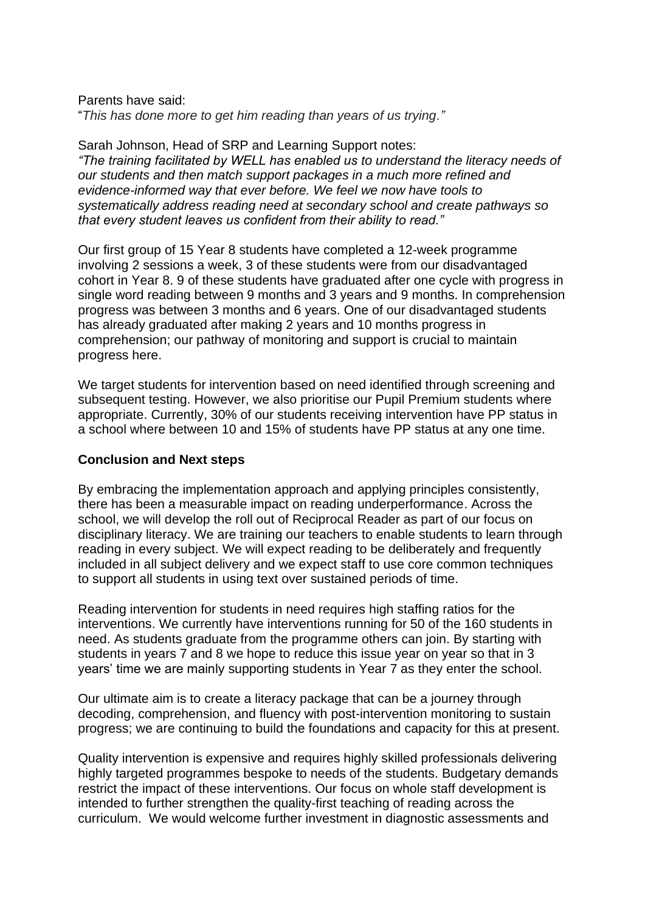Parents have said:
"*This has done more to get him reading than years of us trying."*

Sarah Johnson, Head of SRP and Learning Support notes:
*"The training facilitated by WELL has enabled us to understand the literacy needs of our students and then match support packages in a much more refined and evidence-informed way that ever before. We feel we now have tools to systematically address reading need at secondary school and create pathways so that every student leaves us confident from their ability to read."*

Our first group of 15 Year 8 students have completed a 12-week programme involving 2 sessions a week, 3 of these students were from our disadvantaged cohort in Year 8. 9 of these students have graduated after one cycle with progress in single word reading between 9 months and 3 years and 9 months. In comprehension progress was between 3 months and 6 years. One of our disadvantaged students has already graduated after making 2 years and 10 months progress in comprehension; our pathway of monitoring and support is crucial to maintain progress here.

We target students for intervention based on need identified through screening and subsequent testing. However, we also prioritise our Pupil Premium students where appropriate. Currently, 30% of our students receiving intervention have PP status in a school where between 10 and 15% of students have PP status at any one time.

**Conclusion and Next steps**

By embracing the implementation approach and applying principles consistently, there has been a measurable impact on reading underperformance. Across the school, we will develop the roll out of Reciprocal Reader as part of our focus on disciplinary literacy. We are training our teachers to enable students to learn through reading in every subject. We will expect reading to be deliberately and frequently included in all subject delivery and we expect staff to use core common techniques to support all students in using text over sustained periods of time.

Reading intervention for students in need requires high staffing ratios for the interventions. We currently have interventions running for 50 of the 160 students in need. As students graduate from the programme others can join. By starting with students in years 7 and 8 we hope to reduce this issue year on year so that in 3 years' time we are mainly supporting students in Year 7 as they enter the school.

Our ultimate aim is to create a literacy package that can be a journey through decoding, comprehension, and fluency with post-intervention monitoring to sustain progress; we are continuing to build the foundations and capacity for this at present.

Quality intervention is expensive and requires highly skilled professionals delivering highly targeted programmes bespoke to needs of the students. Budgetary demands restrict the impact of these interventions. Our focus on whole staff development is intended to further strengthen the quality-first teaching of reading across the curriculum. We would welcome further investment in diagnostic assessments and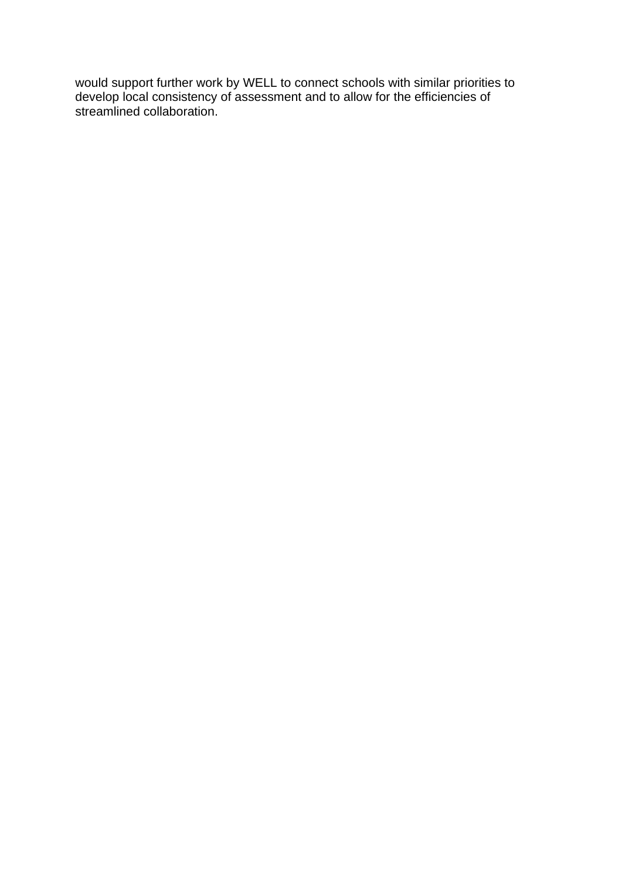would support further work by WELL to connect schools with similar priorities to develop local consistency of assessment and to allow for the efficiencies of streamlined collaboration.